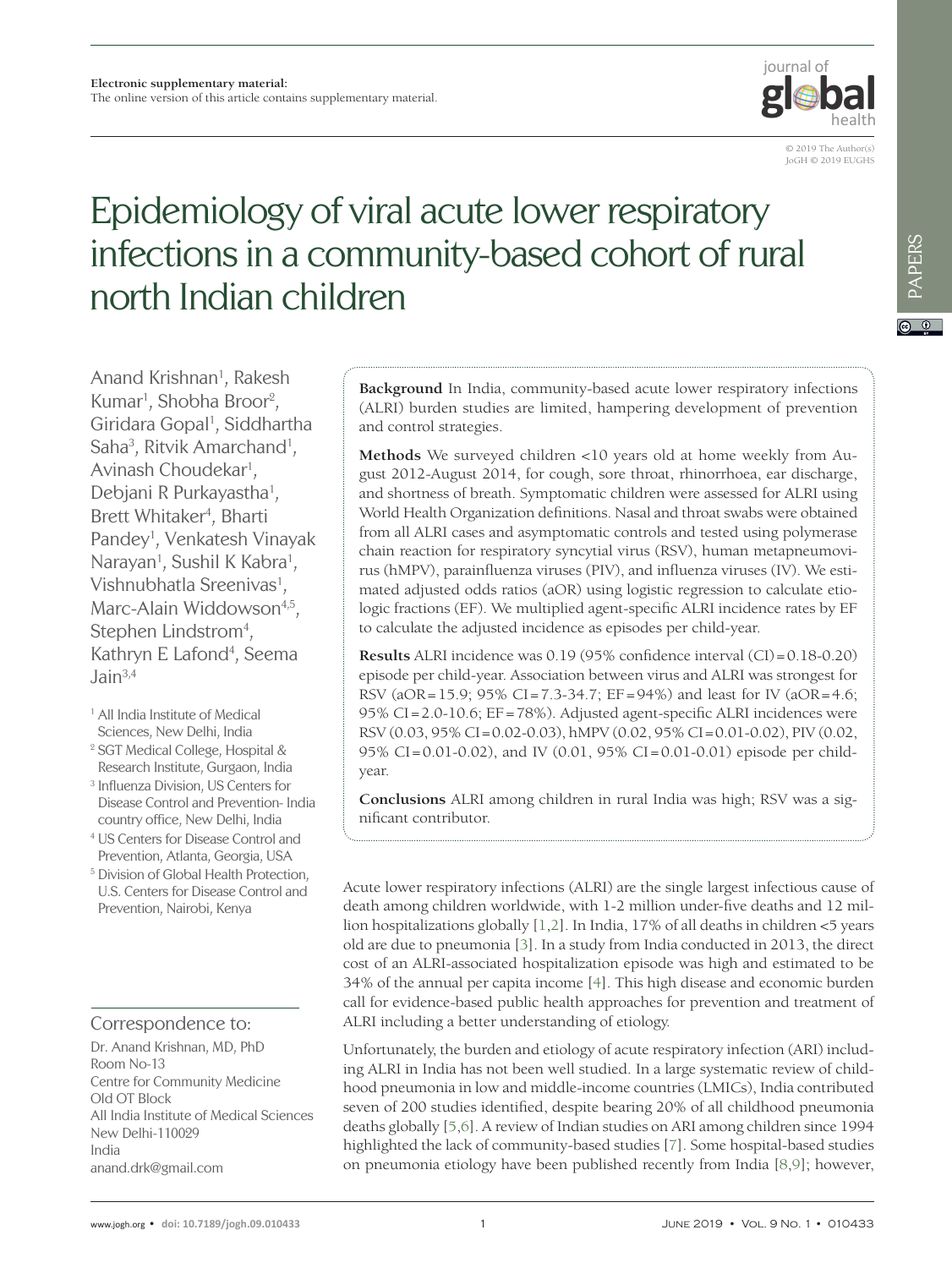Electronic supplementary material:
The online version of this article contains supplementary material.

© 2019 The Author(s)
JoGH © 2019 EUGHS

# Epidemiology of viral acute lower respiratory infections in a community-based cohort of rural north Indian children

Anand Krishnan[1], Rakesh Kumar[1], Shobha Broor[2], Giridara Gopal[1], Siddhartha Saha[3], Ritvik Amarchand[1], Avinash Choudekar[1], Debjani R Purkayastha[1], Brett Whitaker[4], Bharti Pandey[1], Venkatesh Vinayak Narayan[1], Sushil K Kabra[1], Vishnubhatla Sreenivas[1], Marc-Alain Widdowson[4,5], Stephen Lindstrom[4], Kathryn E Lafond[4], Seema Jain[3,4]

[1] All India Institute of Medical Sciences, New Delhi, India
[2] SGT Medical College, Hospital & Research Institute, Gurgaon, India
[3] Influenza Division, US Centers for Disease Control and Prevention- India country office, New Delhi, India
[4] US Centers for Disease Control and Prevention, Atlanta, Georgia, USA
[5] Division of Global Health Protection, U.S. Centers for Disease Control and Prevention, Nairobi, Kenya

**Background** In India, community-based acute lower respiratory infections (ALRI) burden studies are limited, hampering development of prevention and control strategies.

**Methods** We surveyed children <10 years old at home weekly from August 2012-August 2014, for cough, sore throat, rhinorrhoea, ear discharge, and shortness of breath. Symptomatic children were assessed for ALRI using World Health Organization definitions. Nasal and throat swabs were obtained from all ALRI cases and asymptomatic controls and tested using polymerase chain reaction for respiratory syncytial virus (RSV), human metapneumovirus (hMPV), parainfluenza viruses (PIV), and influenza viruses (IV). We estimated adjusted odds ratios (aOR) using logistic regression to calculate etiologic fractions (EF). We multiplied agent-specific ALRI incidence rates by EF to calculate the adjusted incidence as episodes per child-year.

**Results** ALRI incidence was 0.19 (95% confidence interval (CI) = 0.18-0.20) episode per child-year. Association between virus and ALRI was strongest for RSV (aOR = 15.9; 95% CI = 7.3-34.7; EF = 94%) and least for IV (aOR = 4.6; 95% CI = 2.0-10.6; EF = 78%). Adjusted agent-specific ALRI incidences were RSV (0.03, 95% CI = 0.02-0.03), hMPV (0.02, 95% CI = 0.01-0.02), PIV (0.02, 95% CI = 0.01-0.02), and IV (0.01, 95% CI = 0.01-0.01) episode per child-year.

**Conclusions** ALRI among children in rural India was high; RSV was a significant contributor.

Correspondence to:
Dr. Anand Krishnan, MD, PhD
Room No-13
Centre for Community Medicine
Old OT Block
All India Institute of Medical Sciences
New Delhi-110029
India
anand.drk@gmail.com

Acute lower respiratory infections (ALRI) are the single largest infectious cause of death among children worldwide, with 1-2 million under-five deaths and 12 million hospitalizations globally [1,2]. In India, 17% of all deaths in children <5 years old are due to pneumonia [3]. In a study from India conducted in 2013, the direct cost of an ALRI-associated hospitalization episode was high and estimated to be 34% of the annual per capita income [4]. This high disease and economic burden call for evidence-based public health approaches for prevention and treatment of ALRI including a better understanding of etiology.

Unfortunately, the burden and etiology of acute respiratory infection (ARI) including ALRI in India has not been well studied. In a large systematic review of childhood pneumonia in low and middle-income countries (LMICs), India contributed seven of 200 studies identified, despite bearing 20% of all childhood pneumonia deaths globally [5,6]. A review of Indian studies on ARI among children since 1994 highlighted the lack of community-based studies [7]. Some hospital-based studies on pneumonia etiology have been published recently from India [8,9]; however,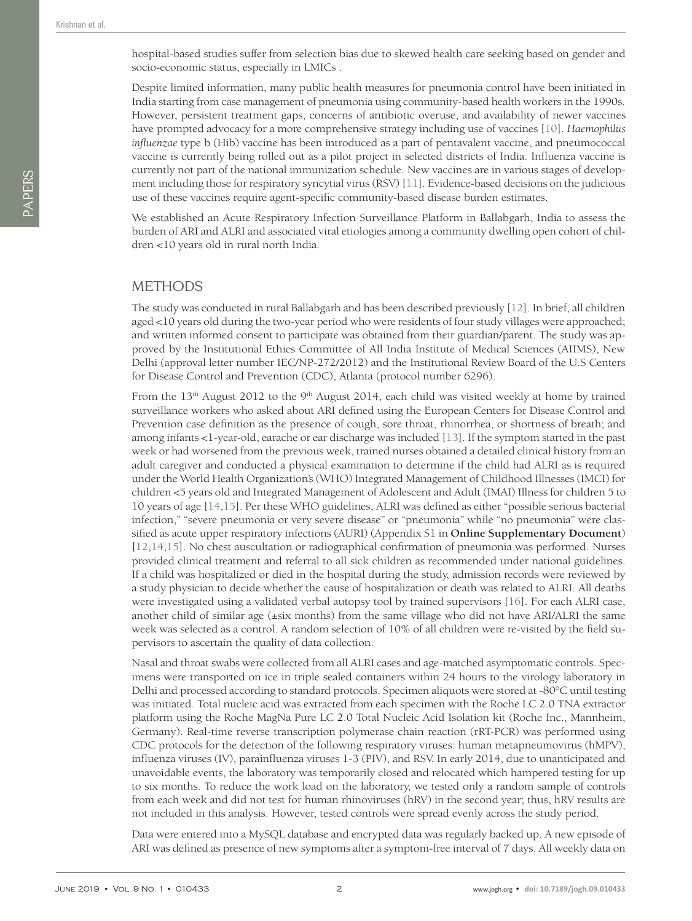hospital-based studies suffer from selection bias due to skewed health care seeking based on gender and socio-economic status, especially in LMICs .

Despite limited information, many public health measures for pneumonia control have been initiated in India starting from case management of pneumonia using community-based health workers in the 1990s. However, persistent treatment gaps, concerns of antibiotic overuse, and availability of newer vaccines have prompted advocacy for a more comprehensive strategy including use of vaccines [10]. *Haemophilus influenzae* type b (Hib) vaccine has been introduced as a part of pentavalent vaccine, and pneumococcal vaccine is currently being rolled out as a pilot project in selected districts of India. Influenza vaccine is currently not part of the national immunization schedule. New vaccines are in various stages of development including those for respiratory syncytial virus (RSV) [11]. Evidence-based decisions on the judicious use of these vaccines require agent-specific community-based disease burden estimates.

We established an Acute Respiratory Infection Surveillance Platform in Ballabgarh, India to assess the burden of ARI and ALRI and associated viral etiologies among a community dwelling open cohort of children <10 years old in rural north India.

## METHODS

The study was conducted in rural Ballabgarh and has been described previously [12]. In brief, all children aged <10 years old during the two-year period who were residents of four study villages were approached; and written informed consent to participate was obtained from their guardian/parent. The study was approved by the Institutional Ethics Committee of All India Institute of Medical Sciences (AIIMS), New Delhi (approval letter number IEC/NP-272/2012) and the Institutional Review Board of the U.S Centers for Disease Control and Prevention (CDC), Atlanta (protocol number 6296).

From the 13th August 2012 to the 9th August 2014, each child was visited weekly at home by trained surveillance workers who asked about ARI defined using the European Centers for Disease Control and Prevention case definition as the presence of cough, sore throat, rhinorrhea, or shortness of breath; and among infants <1-year-old, earache or ear discharge was included [13]. If the symptom started in the past week or had worsened from the previous week, trained nurses obtained a detailed clinical history from an adult caregiver and conducted a physical examination to determine if the child had ALRI as is required under the World Health Organization's (WHO) Integrated Management of Childhood Illnesses (IMCI) for children <5 years old and Integrated Management of Adolescent and Adult (IMAI) Illness for children 5 to 10 years of age [14,15]. Per these WHO guidelines, ALRI was defined as either "possible serious bacterial infection," "severe pneumonia or very severe disease" or "pneumonia" while "no pneumonia" were classified as acute upper respiratory infections (AURI) (Appendix S1 in **Online Supplementary Document**) [12,14,15]. No chest auscultation or radiographical confirmation of pneumonia was performed. Nurses provided clinical treatment and referral to all sick children as recommended under national guidelines. If a child was hospitalized or died in the hospital during the study, admission records were reviewed by a study physician to decide whether the cause of hospitalization or death was related to ALRI. All deaths were investigated using a validated verbal autopsy tool by trained supervisors [16]. For each ALRI case, another child of similar age (±six months) from the same village who did not have ARI/ALRI the same week was selected as a control. A random selection of 10% of all children were re-visited by the field supervisors to ascertain the quality of data collection.

Nasal and throat swabs were collected from all ALRI cases and age-matched asymptomatic controls. Specimens were transported on ice in triple sealed containers within 24 hours to the virology laboratory in Delhi and processed according to standard protocols. Specimen aliquots were stored at -80°C until testing was initiated. Total nucleic acid was extracted from each specimen with the Roche LC 2.0 TNA extractor platform using the Roche MagNa Pure LC 2.0 Total Nucleic Acid Isolation kit (Roche Inc., Mannheim, Germany). Real-time reverse transcription polymerase chain reaction (rRT-PCR) was performed using CDC protocols for the detection of the following respiratory viruses: human metapneumovirus (hMPV), influenza viruses (IV), parainfluenza viruses 1-3 (PIV), and RSV. In early 2014, due to unanticipated and unavoidable events, the laboratory was temporarily closed and relocated which hampered testing for up to six months. To reduce the work load on the laboratory, we tested only a random sample of controls from each week and did not test for human rhinoviruses (hRV) in the second year; thus, hRV results are not included in this analysis. However, tested controls were spread evenly across the study period.

Data were entered into a MySQL database and encrypted data was regularly backed up. A new episode of ARI was defined as presence of new symptoms after a symptom-free interval of 7 days. All weekly data on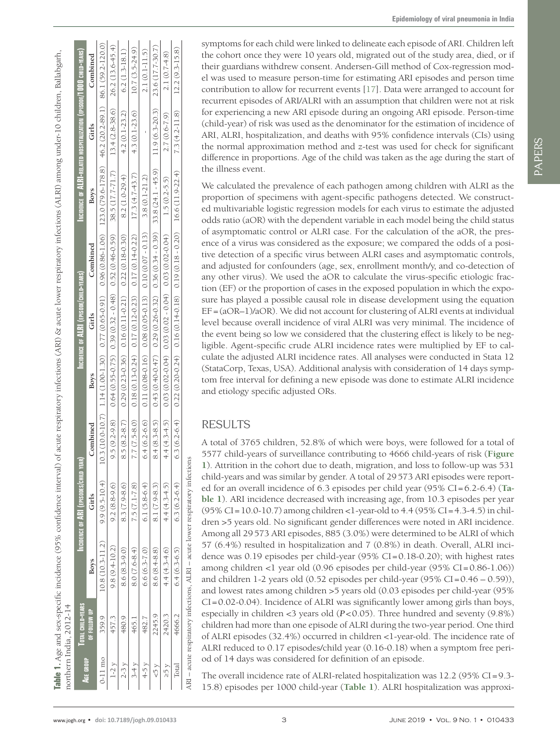**Table 1.** Age and sex-specific incidence (95% confidence interval) of acute respiratory infections (ARI) & acute lower respiratory infections (ALRI) among under-10 children, Ballabgarh, northern India, 2012-14

| Age group | Total child-years of follow up | Incidence of ARI (episodes/child year) | | | Incidence of ALRI (episode/child-years) | | | Incidence of ALRI-related hospitalization (episode/1000 child-years) | | |
|---|---|---|---|---|---|---|---|---|---|---|
| | | Boys | Girls | Combined | Boys | Girls | Combined | Boys | Girls | Combined |
| 0-11 mo | 359.9 | 10.8 (10.3-11.2) | 9.9 (9.5-10.4) | 10.3 (10.0-10.7) | 1.14 (1.00-1.30) | 0.77 (0.65-0.91) | 0.96 (0.86-1.06) | 123.0 (79.6-178.8) | 46.2 (20.2-89.1) | 86.1 (59.2-120.0) |
| 1-2 y | 457.3 | 9.8 (9.4-10.2) | 9.2 (8.8-9.6) | 9.5 (9.2-9.8) | 0.64 (0.55-0.75) | 0.39 (0.32 - 0.48) | 0.52 (0.46-0.59) | 38.5 (17.7-71.7) | 13.4 (2.8-38.6) | 26.2 (13.6-45.4) |
| 2-3 y | 480.9 | 8.6 (8.3-9.0) | 8.3 (7.9-8.6) | 8.5 (8.2-8.7) | 0.29 (0.23-0.36) | 0.16 (0.11-0.21) | 0.22 (0.18-0.30) | 8.2 (1.0-29.4) | 4.2 (0.1-23.2) | 6.2 (1.3-18.1) |
| 3-4 y | 465.1 | 8.0 (7.6-8.4) | 7.5 (7.1-7.8) | 7.7 (7.5-8.0) | 0.18 (0.13-0.24) | 0.17 (0.12-0.23) | 0.17 (0.14-0.22) | 17.3 (4.7-43.7) | 4.3 (0.1-23.6) | 10.7 (3.5-24.9) |
| 4-5 y | 482.7 | 6.6 (6.3-7.0) | 6.1 (5.8-6.4) | 6.4 (6.2-6.6) | 0.11 (0.08-0.16) | 0.08 (0.05-0.13) | 0.10 (0.07 - 0.13) | 3.8 (0.1-21.2) | - | 2.1 (0.1-11.5) |
| <5 y | 2245.9 | 8.6 (8.4-8.8) | 8.1 (7.9-8.3) | 8.4 (8.3-8.5) | 0.43 (0.40-0.47) | 0.29 (0.26-0.32) | 0.36 (0.34 - 0.39) | 33.8 (24.1 - 45.9) | 11.9 (6.3-20.3) | 23.6 (17.7-30.7) |
| ≥5 y | 2420.3 | 4.4 (4.3-4.6) | 4.4 (4.3-4.5) | 4.4 (4.3-4.5) | 0.03 (0.02-0.04) | 0.03 (0.02 - 0.04) | 0.03 (0.02-0.04) | 1.5 (0.2-5.5) | 2.7 (0.6-7.9) | 2.1 (0.7-4.8) |
| Total | 4666.2 | 6.4 (6.3-6.5) | 6.3 (6.2-6.4) | 6.3 (6.2-6.4) | 0.22 (0.20-0.24) | 0.16 (0.14-0.18) | 0.19 (0.18 - 0.20) | 16.6 (11.9-22.4) | 7.3 (4.2-11.8) | 12.2 (9.3-15.8) |

ARI – acute respiratory infections, ALRI – acute lower respiratory infections

symptoms for each child were linked to delineate each episode of ARI. Children left the cohort once they were 10 years old, migrated out of the study area, died, or if their guardians withdrew consent. Andersen-Gill method of Cox-regression model was used to measure person-time for estimating ARI episodes and person time contribution to allow for recurrent events [17]. Data were arranged to account for recurrent episodes of ARI/ALRI with an assumption that children were not at risk for experiencing a new ARI episode during an ongoing ARI episode. Person-time (child-year) of risk was used as the denominator for the estimation of incidence of ARI, ALRI, hospitalization, and deaths with 95% confidence intervals (CIs) using the normal approximation method and z-test was used for check for significant difference in proportions. Age of the child was taken as the age during the start of the illness event.

We calculated the prevalence of each pathogen among children with ALRI as the proportion of specimens with agent-specific pathogens detected. We constructed multivariable logistic regression models for each virus to estimate the adjusted odds ratio (aOR) with the dependent variable in each model being the child status of asymptomatic control or ALRI case. For the calculation of the aOR, the presence of a virus was considered as the exposure; we compared the odds of a positive detection of a specific virus between ALRI cases and asymptomatic controls, and adjusted for confounders (age, sex, enrollment month/y, and co-detection of any other virus). We used the aOR to calculate the virus-specific etiologic fraction (EF) or the proportion of cases in the exposed population in which the exposure has played a possible causal role in disease development using the equation EF=(aOR–1)/aOR). We did not account for clustering of ALRI events at individual level because overall incidence of viral ALRI was very minimal. The incidence of the event being so low we considered that the clustering effect is likely to be negligible. Agent-specific crude ALRI incidence rates were multiplied by EF to calculate the adjusted ALRI incidence rates. All analyses were conducted in Stata 12 (StataCorp, Texas, USA). Additional analysis with consideration of 14 days symptom free interval for defining a new episode was done to estimate ALRI incidence and etiology specific adjusted ORs.

## RESULTS

A total of 3765 children, 52.8% of which were boys, were followed for a total of 5577 child-years of surveillance contributing to 4666 child-years of risk (**Figure 1**). Attrition in the cohort due to death, migration, and loss to follow-up was 531 child-years and was similar by gender. A total of 29 573 ARI episodes were reported for an overall incidence of 6.3 episodes per child year (95% CI=6.2-6.4) (**Table 1**). ARI incidence decreased with increasing age, from 10.3 episodes per year (95% CI=10.0-10.7) among children <1-year-old to 4.4 (95% CI=4.3-4.5) in children >5 years old. No significant gender differences were noted in ARI incidence. Among all 29 573 ARI episodes, 885 (3.0%) were determined to be ALRI of which 57 (6.4%) resulted in hospitalization and 7 (0.8%) in death. Overall, ALRI incidence was 0.19 episodes per child-year (95% CI=0.18-0.20); with highest rates among children <1 year old (0.96 episodes per child-year (95% CI=0.86-1.06)) and children 1-2 years old (0.52 episodes per child-year (95% CI=0.46 – 0.59)), and lowest rates among children >5 years old (0.03 episodes per child-year (95% CI=0.02-0.04). Incidence of ALRI was significantly lower among girls than boys, especially in children <3 years old ($P<0.05$). Three hundred and seventy (9.8%) children had more than one episode of ALRI during the two-year period. One third of ALRI episodes (32.4%) occurred in children <1-year-old. The incidence rate of ALRI reduced to 0.17 episodes/child year (0.16-0.18) when a symptom free period of 14 days was considered for definition of an episode.

The overall incidence rate of ALRI-related hospitalization was 12.2 (95% CI=9.3-15.8) episodes per 1000 child-year (**Table 1**). ALRI hospitalization was approxi-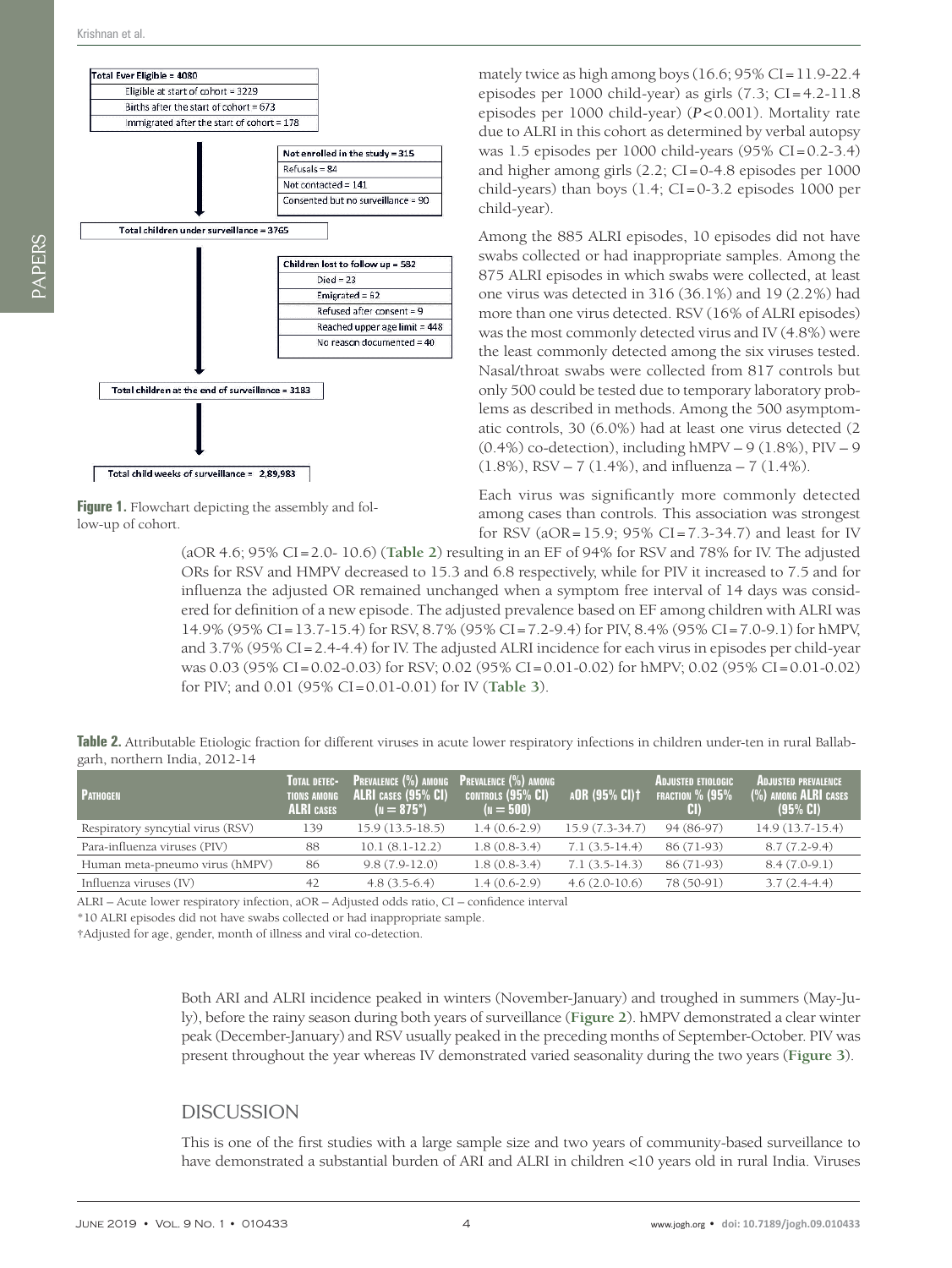Total Ever Eligible = 4080
- Eligible at start of cohort = 3229
- Births after the start of cohort = 673
- Immigrated after the start of cohort = 178

Not enrolled in the study = 315
- Refusals = 84
- Not contacted = 141
- Consented but no surveillance = 90

Total children under surveillance = 3765

Children lost to follow up = 582
- Died = 23
- Emigrated = 62
- Refused after consent = 9
- Reached upper age limit = 448
- No reason documented = 40

Total children at the end of surveillance = 3183

Total child weeks of surveillance = 2,89,983

**Figure 1.** Flowchart depicting the assembly and follow-up of cohort.

mately twice as high among boys (16.6; 95% CI = 11.9-22.4 episodes per 1000 child-year) as girls (7.3; CI = 4.2-11.8 episodes per 1000 child-year) (*P* < 0.001). Mortality rate due to ALRI in this cohort as determined by verbal autopsy was 1.5 episodes per 1000 child-years (95% CI = 0.2-3.4) and higher among girls (2.2; CI = 0-4.8 episodes per 1000 child-years) than boys (1.4; CI = 0-3.2 episodes 1000 per child-year).

Among the 885 ALRI episodes, 10 episodes did not have swabs collected or had inappropriate samples. Among the 875 ALRI episodes in which swabs were collected, at least one virus was detected in 316 (36.1%) and 19 (2.2%) had more than one virus detected. RSV (16% of ALRI episodes) was the most commonly detected virus and IV (4.8%) were the least commonly detected among the six viruses tested. Nasal/throat swabs were collected from 817 controls but only 500 could be tested due to temporary laboratory problems as described in methods. Among the 500 asymptomatic controls, 30 (6.0%) had at least one virus detected (2 (0.4%) co-detection), including hMPV – 9 (1.8%), PIV – 9 (1.8%), RSV – 7 (1.4%), and influenza – 7 (1.4%).

Each virus was significantly more commonly detected among cases than controls. This association was strongest for RSV (aOR = 15.9; 95% CI = 7.3-34.7) and least for IV (aOR 4.6; 95% CI = 2.0- 10.6) (**Table 2**) resulting in an EF of 94% for RSV and 78% for IV. The adjusted ORs for RSV and HMPV decreased to 15.3 and 6.8 respectively, while for PIV it increased to 7.5 and for influenza the adjusted OR remained unchanged when a symptom free interval of 14 days was considered for definition of a new episode. The adjusted prevalence based on EF among children with ALRI was 14.9% (95% CI = 13.7-15.4) for RSV, 8.7% (95% CI = 7.2-9.4) for PIV, 8.4% (95% CI = 7.0-9.1) for hMPV, and 3.7% (95% CI = 2.4-4.4) for IV. The adjusted ALRI incidence for each virus in episodes per child-year was 0.03 (95% CI = 0.02-0.03) for RSV; 0.02 (95% CI = 0.01-0.02) for hMPV; 0.02 (95% CI = 0.01-0.02) for PIV; and 0.01 (95% CI = 0.01-0.01) for IV (**Table 3**).

**Table 2.** Attributable Etiologic fraction for different viruses in acute lower respiratory infections in children under-ten in rural Ballabgarh, northern India, 2012-14

| Pathogen | Total detections among ALRI cases | Prevalence (%) among ALRI cases (95% CI) (n = 875*) | Prevalence (%) among controls (95% CI) (n = 500) | aOR (95% CI)† | Adjusted etiologic fraction % (95% CI) | Adjusted prevalence (%) among ALRI cases (95% CI) |
|---|---|---|---|---|---|---|
| Respiratory syncytial virus (RSV) | 139 | 15.9 (13.5-18.5) | 1.4 (0.6-2.9) | 15.9 (7.3-34.7) | 94 (86-97) | 14.9 (13.7-15.4) |
| Para-influenza viruses (PIV) | 88 | 10.1 (8.1-12.2) | 1.8 (0.8-3.4) | 7.1 (3.5-14.4) | 86 (71-93) | 8.7 (7.2-9.4) |
| Human meta-pneumo virus (hMPV) | 86 | 9.8 (7.9-12.0) | 1.8 (0.8-3.4) | 7.1 (3.5-14.3) | 86 (71-93) | 8.4 (7.0-9.1) |
| Influenza viruses (IV) | 42 | 4.8 (3.5-6.4) | 1.4 (0.6-2.9) | 4.6 (2.0-10.6) | 78 (50-91) | 3.7 (2.4-4.4) |

ALRI – Acute lower respiratory infection, aOR – Adjusted odds ratio, CI – confidence interval

*10 ALRI episodes did not have swabs collected or had inappropriate sample.

†Adjusted for age, gender, month of illness and viral co-detection.

Both ARI and ALRI incidence peaked in winters (November-January) and troughed in summers (May-July), before the rainy season during both years of surveillance (**Figure 2**). hMPV demonstrated a clear winter peak (December-January) and RSV usually peaked in the preceding months of September-October. PIV was present throughout the year whereas IV demonstrated varied seasonality during the two years (**Figure 3**).

## DISCUSSION

This is one of the first studies with a large sample size and two years of community-based surveillance to have demonstrated a substantial burden of ARI and ALRI in children <10 years old in rural India. Viruses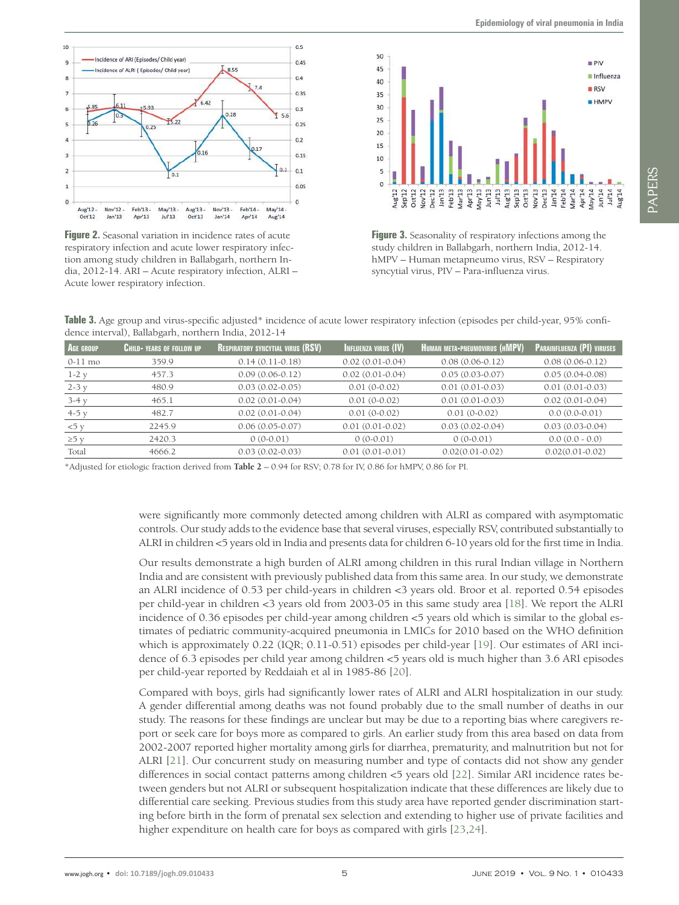**Figure 2.** Seasonal variation in incidence rates of acute respiratory infection and acute lower respiratory infection among study children in Ballabgarh, northern India, 2012-14. ARI – Acute respiratory infection, ALRI – Acute lower respiratory infection.

**Figure 3.** Seasonality of respiratory infections among the study children in Ballabgarh, northern India, 2012-14. hMPV – Human metapneumo virus, RSV – Respiratory syncytial virus, PIV – Para-influenza virus.

**Table 3.** Age group and virus-specific adjusted* incidence of acute lower respiratory infection (episodes per child-year, 95% confidence interval), Ballabgarh, northern India, 2012-14

| Age group | Child- years of follow up | Respiratory syncytial virus (RSV) | Influenza virus (IV) | Human meta-pneumovirus (hMPV) | Parainfluenza (PI) viruses |
|---|---|---|---|---|---|
| 0-11 mo | 359.9 | 0.14 (0.11-0.18) | 0.02 (0.01-0.04) | 0.08 (0.06-0.12) | 0.08 (0.06-0.12) |
| 1-2 y | 457.3 | 0.09 (0.06-0.12) | 0.02 (0.01-0.04) | 0.05 (0.03-0.07) | 0.05 (0.04-0.08) |
| 2-3 y | 480.9 | 0.03 (0.02-0.05) | 0.01 (0-0.02) | 0.01 (0.01-0.03) | 0.01 (0.01-0.03) |
| 3-4 y | 465.1 | 0.02 (0.01-0.04) | 0.01 (0-0.02) | 0.01 (0.01-0.03) | 0.02 (0.01-0.04) |
| 4-5 y | 482.7 | 0.02 (0.01-0.04) | 0.01 (0-0.02) | 0.01 (0-0.02) | 0.0 (0.0-0.01) |
| <5 y | 2245.9 | 0.06 (0.05-0.07) | 0.01 (0.01-0.02) | 0.03 (0.02-0.04) | 0.03 (0.03-0.04) |
| ≥5 y | 2420.3 | 0 (0-0.01) | 0 (0-0.01) | 0 (0-0.01) | 0.0 (0.0 - 0.0) |
| Total | 4666.2 | 0.03 (0.02-0.03) | 0.01 (0.01-0.01) | 0.02(0.01-0.02) | 0.02(0.01-0.02) |

*Adjusted for etiologic fraction derived from **Table 2** – 0.94 for RSV; 0.78 for IV, 0.86 for hMPV, 0.86 for PI.

were significantly more commonly detected among children with ALRI as compared with asymptomatic controls. Our study adds to the evidence base that several viruses, especially RSV, contributed substantially to ALRI in children <5 years old in India and presents data for children 6-10 years old for the first time in India.

Our results demonstrate a high burden of ALRI among children in this rural Indian village in Northern India and are consistent with previously published data from this same area. In our study, we demonstrate an ALRI incidence of 0.53 per child-years in children <3 years old. Broor et al. reported 0.54 episodes per child-year in children <3 years old from 2003-05 in this same study area [18]. We report the ALRI incidence of 0.36 episodes per child-year among children <5 years old which is similar to the global estimates of pediatric community-acquired pneumonia in LMICs for 2010 based on the WHO definition which is approximately 0.22 (IQR; 0.11-0.51) episodes per child-year [19]. Our estimates of ARI incidence of 6.3 episodes per child year among children <5 years old is much higher than 3.6 ARI episodes per child-year reported by Reddaiah et al in 1985-86 [20].

Compared with boys, girls had significantly lower rates of ALRI and ALRI hospitalization in our study. A gender differential among deaths was not found probably due to the small number of deaths in our study. The reasons for these findings are unclear but may be due to a reporting bias where caregivers report or seek care for boys more as compared to girls. An earlier study from this area based on data from 2002-2007 reported higher mortality among girls for diarrhea, prematurity, and malnutrition but not for ALRI [21]. Our concurrent study on measuring number and type of contacts did not show any gender differences in social contact patterns among children <5 years old [22]. Similar ARI incidence rates between genders but not ALRI or subsequent hospitalization indicate that these differences are likely due to differential care seeking. Previous studies from this study area have reported gender discrimination starting before birth in the form of prenatal sex selection and extending to higher use of private facilities and higher expenditure on health care for boys as compared with girls [23,24].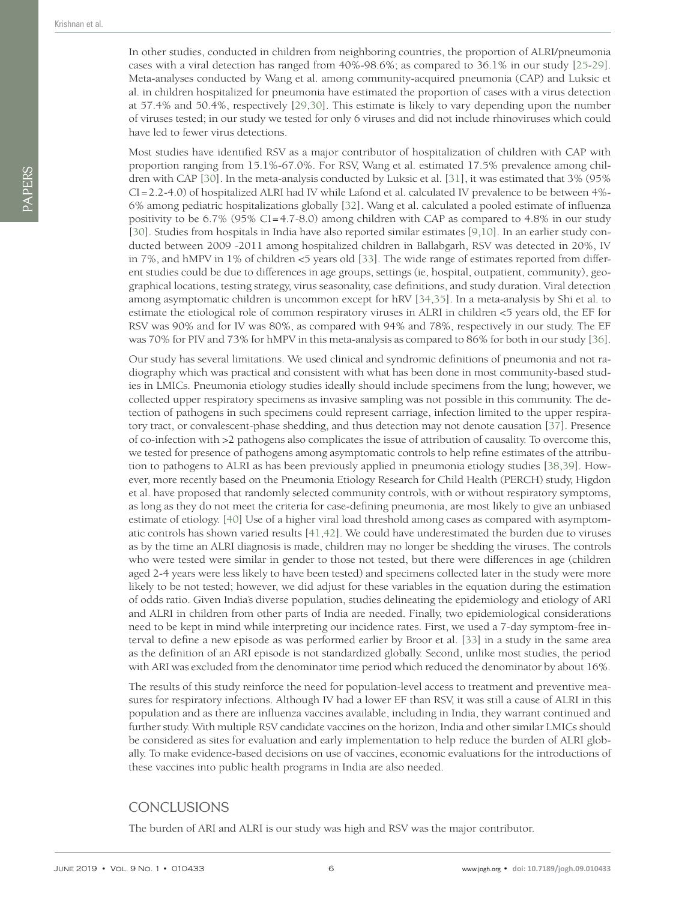In other studies, conducted in children from neighboring countries, the proportion of ALRI/pneumonia cases with a viral detection has ranged from 40%-98.6%; as compared to 36.1% in our study [25-29]. Meta-analyses conducted by Wang et al. among community-acquired pneumonia (CAP) and Luksic et al. in children hospitalized for pneumonia have estimated the proportion of cases with a virus detection at 57.4% and 50.4%, respectively [29,30]. This estimate is likely to vary depending upon the number of viruses tested; in our study we tested for only 6 viruses and did not include rhinoviruses which could have led to fewer virus detections.

Most studies have identified RSV as a major contributor of hospitalization of children with CAP with proportion ranging from 15.1%-67.0%. For RSV, Wang et al. estimated 17.5% prevalence among children with CAP [30]. In the meta-analysis conducted by Luksic et al. [31], it was estimated that 3% (95% CI=2.2-4.0) of hospitalized ALRI had IV while Lafond et al. calculated IV prevalence to be between 4%-6% among pediatric hospitalizations globally [32]. Wang et al. calculated a pooled estimate of influenza positivity to be 6.7% (95% CI=4.7-8.0) among children with CAP as compared to 4.8% in our study [30]. Studies from hospitals in India have also reported similar estimates [9,10]. In an earlier study conducted between 2009 -2011 among hospitalized children in Ballabgarh, RSV was detected in 20%, IV in 7%, and hMPV in 1% of children <5 years old [33]. The wide range of estimates reported from different studies could be due to differences in age groups, settings (ie, hospital, outpatient, community), geographical locations, testing strategy, virus seasonality, case definitions, and study duration. Viral detection among asymptomatic children is uncommon except for hRV [34,35]. In a meta-analysis by Shi et al. to estimate the etiological role of common respiratory viruses in ALRI in children <5 years old, the EF for RSV was 90% and for IV was 80%, as compared with 94% and 78%, respectively in our study. The EF was 70% for PIV and 73% for hMPV in this meta-analysis as compared to 86% for both in our study [36].

Our study has several limitations. We used clinical and syndromic definitions of pneumonia and not radiography which was practical and consistent with what has been done in most community-based studies in LMICs. Pneumonia etiology studies ideally should include specimens from the lung; however, we collected upper respiratory specimens as invasive sampling was not possible in this community. The detection of pathogens in such specimens could represent carriage, infection limited to the upper respiratory tract, or convalescent-phase shedding, and thus detection may not denote causation [37]. Presence of co-infection with >2 pathogens also complicates the issue of attribution of causality. To overcome this, we tested for presence of pathogens among asymptomatic controls to help refine estimates of the attribution to pathogens to ALRI as has been previously applied in pneumonia etiology studies [38,39]. However, more recently based on the Pneumonia Etiology Research for Child Health (PERCH) study, Higdon et al. have proposed that randomly selected community controls, with or without respiratory symptoms, as long as they do not meet the criteria for case-defining pneumonia, are most likely to give an unbiased estimate of etiology. [40] Use of a higher viral load threshold among cases as compared with asymptomatic controls has shown varied results [41,42]. We could have underestimated the burden due to viruses as by the time an ALRI diagnosis is made, children may no longer be shedding the viruses. The controls who were tested were similar in gender to those not tested, but there were differences in age (children aged 2-4 years were less likely to have been tested) and specimens collected later in the study were more likely to be not tested; however, we did adjust for these variables in the equation during the estimation of odds ratio. Given India's diverse population, studies delineating the epidemiology and etiology of ARI and ALRI in children from other parts of India are needed. Finally, two epidemiological considerations need to be kept in mind while interpreting our incidence rates. First, we used a 7-day symptom-free interval to define a new episode as was performed earlier by Broor et al. [33] in a study in the same area as the definition of an ARI episode is not standardized globally. Second, unlike most studies, the period with ARI was excluded from the denominator time period which reduced the denominator by about 16%.

The results of this study reinforce the need for population-level access to treatment and preventive measures for respiratory infections. Although IV had a lower EF than RSV, it was still a cause of ALRI in this population and as there are influenza vaccines available, including in India, they warrant continued and further study. With multiple RSV candidate vaccines on the horizon, India and other similar LMICs should be considered as sites for evaluation and early implementation to help reduce the burden of ALRI globally. To make evidence-based decisions on use of vaccines, economic evaluations for the introductions of these vaccines into public health programs in India are also needed.

## CONCLUSIONS

The burden of ARI and ALRI is our study was high and RSV was the major contributor.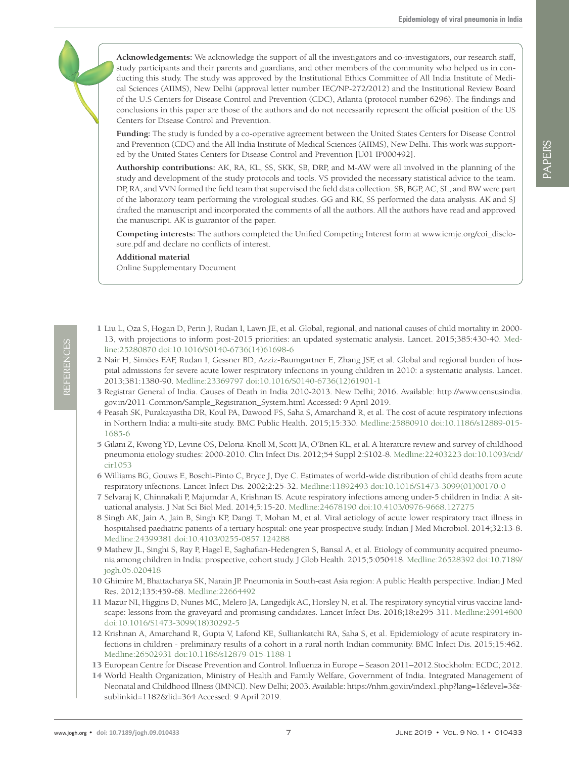**Acknowledgements:** We acknowledge the support of all the investigators and co-investigators, our research staff, study participants and their parents and guardians, and other members of the community who helped us in conducting this study. The study was approved by the Institutional Ethics Committee of All India Institute of Medical Sciences (AIIMS), New Delhi (approval letter number IEC/NP-272/2012) and the Institutional Review Board of the U.S Centers for Disease Control and Prevention (CDC), Atlanta (protocol number 6296). The findings and conclusions in this paper are those of the authors and do not necessarily represent the official position of the US Centers for Disease Control and Prevention.

**Funding:** The study is funded by a co-operative agreement between the United States Centers for Disease Control and Prevention (CDC) and the All India Institute of Medical Sciences (AIIMS), New Delhi. This work was supported by the United States Centers for Disease Control and Prevention [U01 IP000492].

**Authorship contributions:** AK, RA, KL, SS, SKK, SB, DRP, and M-AW were all involved in the planning of the study and development of the study protocols and tools. VS provided the necessary statistical advice to the team. DP, RA, and VVN formed the field team that supervised the field data collection. SB, BGP, AC, SL, and BW were part of the laboratory team performing the virological studies. GG and RK, SS performed the data analysis. AK and SJ drafted the manuscript and incorporated the comments of all the authors. All the authors have read and approved the manuscript. AK is guarantor of the paper.

**Competing interests:** The authors completed the Unified Competing Interest form at www.icmje.org/coi_disclosure.pdf and declare no conflicts of interest.

**Additional material**

Online Supplementary Document

## REFERENCES

1 Liu L, Oza S, Hogan D, Perin J, Rudan I, Lawn JE, et al. Global, regional, and national causes of child mortality in 2000-13, with projections to inform post-2015 priorities: an updated systematic analysis. Lancet. 2015;385:430-40. Medline:25280870 doi:10.1016/S0140-6736(14)61698-6

2 Nair H, Simões EAF, Rudan I, Gessner BD, Azziz-Baumgartner E, Zhang JSF, et al. Global and regional burden of hospital admissions for severe acute lower respiratory infections in young children in 2010: a systematic analysis. Lancet. 2013;381:1380-90. Medline:23369797 doi:10.1016/S0140-6736(12)61901-1

3 Registrar General of India. Causes of Death in India 2010-2013. New Delhi; 2016. Available: http://www.censusindia.gov.in/2011-Common/Sample_Registration_System.html Accessed: 9 April 2019.

4 Peasah SK, Purakayastha DR, Koul PA, Dawood FS, Saha S, Amarchand R, et al. The cost of acute respiratory infections in Northern India: a multi-site study. BMC Public Health. 2015;15:330. Medline:25880910 doi:10.1186/s12889-015-1685-6

5 Gilani Z, Kwong YD, Levine OS, Deloria-Knoll M, Scott JA, O'Brien KL, et al. A literature review and survey of childhood pneumonia etiology studies: 2000-2010. Clin Infect Dis. 2012;54 Suppl 2:S102-8. Medline:22403223 doi:10.1093/cid/cir1053

6 Williams BG, Gouws E, Boschi-Pinto C, Bryce J, Dye C. Estimates of world-wide distribution of child deaths from acute respiratory infections. Lancet Infect Dis. 2002;2:25-32. Medline:11892493 doi:10.1016/S1473-3099(01)00170-0

7 Selvaraj K, Chinnakali P, Majumdar A, Krishnan IS. Acute respiratory infections among under-5 children in India: A situational analysis. J Nat Sci Biol Med. 2014;5:15-20. Medline:24678190 doi:10.4103/0976-9668.127275

8 Singh AK, Jain A, Jain B, Singh KP, Dangi T, Mohan M, et al. Viral aetiology of acute lower respiratory tract illness in hospitalised paediatric patients of a tertiary hospital: one year prospective study. Indian J Med Microbiol. 2014;32:13-8. Medline:24399381 doi:10.4103/0255-0857.124288

9 Mathew JL, Singhi S, Ray P, Hagel E, Saghafian-Hedengren S, Bansal A, et al. Etiology of community acquired pneumonia among children in India: prospective, cohort study. J Glob Health. 2015;5:050418. Medline:26528392 doi:10.7189/jogh.05.020418

10 Ghimire M, Bhattacharya SK, Narain JP. Pneumonia in South-east Asia region: A public Health perspective. Indian J Med Res. 2012;135:459-68. Medline:22664492

11 Mazur NI, Higgins D, Nunes MC, Melero JA, Langedijk AC, Horsley N, et al. The respiratory syncytial virus vaccine landscape: lessons from the graveyard and promising candidates. Lancet Infect Dis. 2018;18:e295-311. Medline:29914800 doi:10.1016/S1473-3099(18)30292-5

12 Krishnan A, Amarchand R, Gupta V, Lafond KE, Sulliankatchi RA, Saha S, et al. Epidemiology of acute respiratory infections in children - preliminary results of a cohort in a rural north Indian community. BMC Infect Dis. 2015;15:462. Medline:26502931 doi:10.1186/s12879-015-1188-1

13 European Centre for Disease Prevention and Control. Influenza in Europe – Season 2011–2012.Stockholm: ECDC; 2012.

14 World Health Organization, Ministry of Health and Family Welfare, Government of India. Integrated Management of Neonatal and Childhood Illness (IMNCI). New Delhi; 2003. Available: https://nhm.gov.in/index1.php?lang=1&level=3&sublinkid=1182&lid=364 Accessed: 9 April 2019.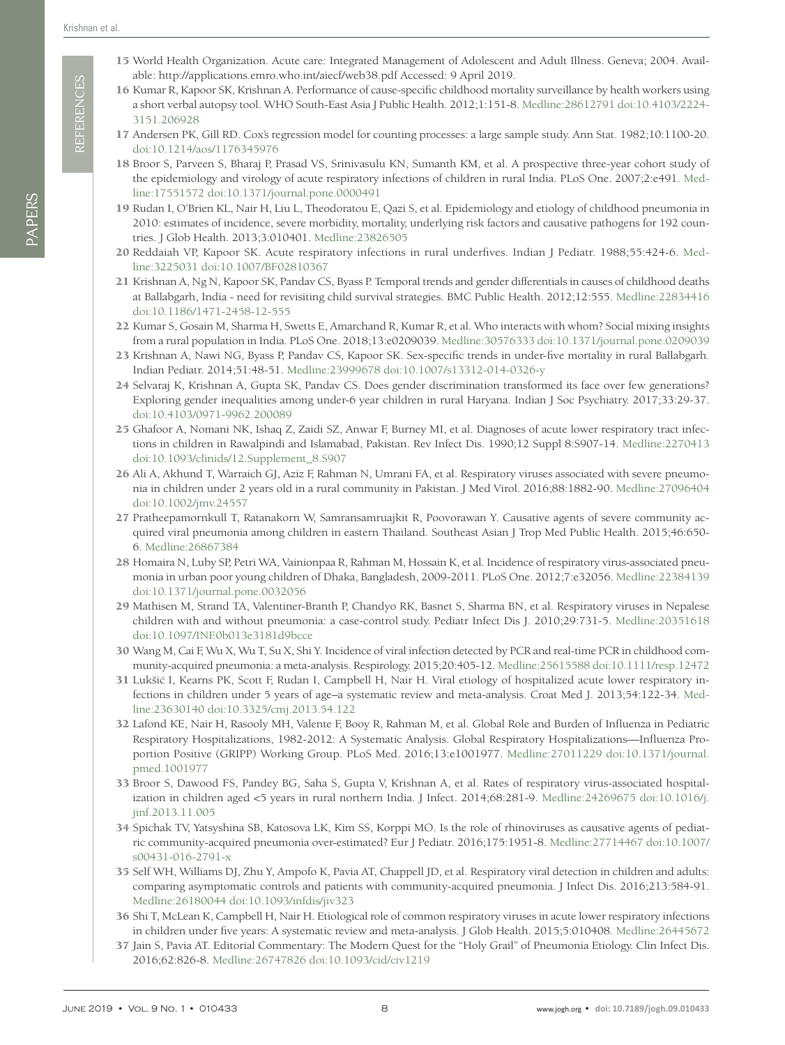15 World Health Organization. Acute care: Integrated Management of Adolescent and Adult Illness. Geneva; 2004. Available: http://applications.emro.who.int/aiecf/web38.pdf Accessed: 9 April 2019.

16 Kumar R, Kapoor SK, Krishnan A. Performance of cause-specific childhood mortality surveillance by health workers using a short verbal autopsy tool. WHO South-East Asia J Public Health. 2012;1:151-8. Medline:28612791 doi:10.4103/2224-3151.206928

17 Andersen PK, Gill RD. Cox's regression model for counting processes: a large sample study. Ann Stat. 1982;10:1100-20. doi:10.1214/aos/1176345976

18 Broor S, Parveen S, Bharaj P, Prasad VS, Srinivasulu KN, Sumanth KM, et al. A prospective three-year cohort study of the epidemiology and virology of acute respiratory infections of children in rural India. PLoS One. 2007;2:e491. Medline:17551572 doi:10.1371/journal.pone.0000491

19 Rudan I, O'Brien KL, Nair H, Liu L, Theodoratou E, Qazi S, et al. Epidemiology and etiology of childhood pneumonia in 2010: estimates of incidence, severe morbidity, mortality, underlying risk factors and causative pathogens for 192 countries. J Glob Health. 2013;3:010401. Medline:23826505

20 Reddaiah VP, Kapoor SK. Acute respiratory infections in rural underfives. Indian J Pediatr. 1988;55:424-6. Medline:3225031 doi:10.1007/BF02810367

21 Krishnan A, Ng N, Kapoor SK, Pandav CS, Byass P. Temporal trends and gender differentials in causes of childhood deaths at Ballabgarh, India - need for revisiting child survival strategies. BMC Public Health. 2012;12:555. Medline:22834416 doi:10.1186/1471-2458-12-555

22 Kumar S, Gosain M, Sharma H, Swetts E, Amarchand R, Kumar R, et al. Who interacts with whom? Social mixing insights from a rural population in India. PLoS One. 2018;13:e0209039. Medline:30576333 doi:10.1371/journal.pone.0209039

23 Krishnan A, Nawi NG, Byass P, Pandav CS, Kapoor SK. Sex-specific trends in under-five mortality in rural Ballabgarh. Indian Pediatr. 2014;51:48-51. Medline:23999678 doi:10.1007/s13312-014-0326-y

24 Selvaraj K, Krishnan A, Gupta SK, Pandav CS. Does gender discrimination transformed its face over few generations? Exploring gender inequalities among under-6 year children in rural Haryana. Indian J Soc Psychiatry. 2017;33:29-37. doi:10.4103/0971-9962.200089

25 Ghafoor A, Nomani NK, Ishaq Z, Zaidi SZ, Anwar F, Burney MI, et al. Diagnoses of acute lower respiratory tract infections in children in Rawalpindi and Islamabad, Pakistan. Rev Infect Dis. 1990;12 Suppl 8:S907-14. Medline:2270413 doi:10.1093/clinids/12.Supplement_8.S907

26 Ali A, Akhund T, Warraich GJ, Aziz F, Rahman N, Umrani FA, et al. Respiratory viruses associated with severe pneumonia in children under 2 years old in a rural community in Pakistan. J Med Virol. 2016;88:1882-90. Medline:27096404 doi:10.1002/jmv.24557

27 Pratheepamornkull T, Ratanakorn W, Samransamruajkit R, Poovorawan Y. Causative agents of severe community acquired viral pneumonia among children in eastern Thailand. Southeast Asian J Trop Med Public Health. 2015;46:650-6. Medline:26867384

28 Homaira N, Luby SP, Petri WA, Vainionpaa R, Rahman M, Hossain K, et al. Incidence of respiratory virus-associated pneumonia in urban poor young children of Dhaka, Bangladesh, 2009-2011. PLoS One. 2012;7:e32056. Medline:22384139 doi:10.1371/journal.pone.0032056

29 Mathisen M, Strand TA, Valentiner-Branth P, Chandyo RK, Basnet S, Sharma BN, et al. Respiratory viruses in Nepalese children with and without pneumonia: a case-control study. Pediatr Infect Dis J. 2010;29:731-5. Medline:20351618 doi:10.1097/INF.0b013e3181d9bcce

30 Wang M, Cai F, Wu X, Wu T, Su X, Shi Y. Incidence of viral infection detected by PCR and real-time PCR in childhood community-acquired pneumonia: a meta-analysis. Respirology. 2015;20:405-12. Medline:25615588 doi:10.1111/resp.12472

31 Lukšić I, Kearns PK, Scott F, Rudan I, Campbell H, Nair H. Viral etiology of hospitalized acute lower respiratory infections in children under 5 years of age–a systematic review and meta-analysis. Croat Med J. 2013;54:122-34. Medline:23630140 doi:10.3325/cmj.2013.54.122

32 Lafond KE, Nair H, Rasooly MH, Valente F, Booy R, Rahman M, et al. Global Role and Burden of Influenza in Pediatric Respiratory Hospitalizations, 1982-2012: A Systematic Analysis. Global Respiratory Hospitalizations—Influenza Proportion Positive (GRIPP) Working Group. PLoS Med. 2016;13:e1001977. Medline:27011229 doi:10.1371/journal.pmed.1001977

33 Broor S, Dawood FS, Pandey BG, Saha S, Gupta V, Krishnan A, et al. Rates of respiratory virus-associated hospitalization in children aged <5 years in rural northern India. J Infect. 2014;68:281-9. Medline:24269675 doi:10.1016/j.jinf.2013.11.005

34 Spichak TV, Yatsyshina SB, Katosova LK, Kim SS, Korppi MO. Is the role of rhinoviruses as causative agents of pediatric community-acquired pneumonia over-estimated? Eur J Pediatr. 2016;175:1951-8. Medline:27714467 doi:10.1007/s00431-016-2791-x

35 Self WH, Williams DJ, Zhu Y, Ampofo K, Pavia AT, Chappell JD, et al. Respiratory viral detection in children and adults: comparing asymptomatic controls and patients with community-acquired pneumonia. J Infect Dis. 2016;213:584-91. Medline:26180044 doi:10.1093/infdis/jiv323

36 Shi T, McLean K, Campbell H, Nair H. Etiological role of common respiratory viruses in acute lower respiratory infections in children under five years: A systematic review and meta-analysis. J Glob Health. 2015;5:010408. Medline:26445672

37 Jain S, Pavia AT. Editorial Commentary: The Modern Quest for the "Holy Grail" of Pneumonia Etiology. Clin Infect Dis. 2016;62:826-8. Medline:26747826 doi:10.1093/cid/civ1219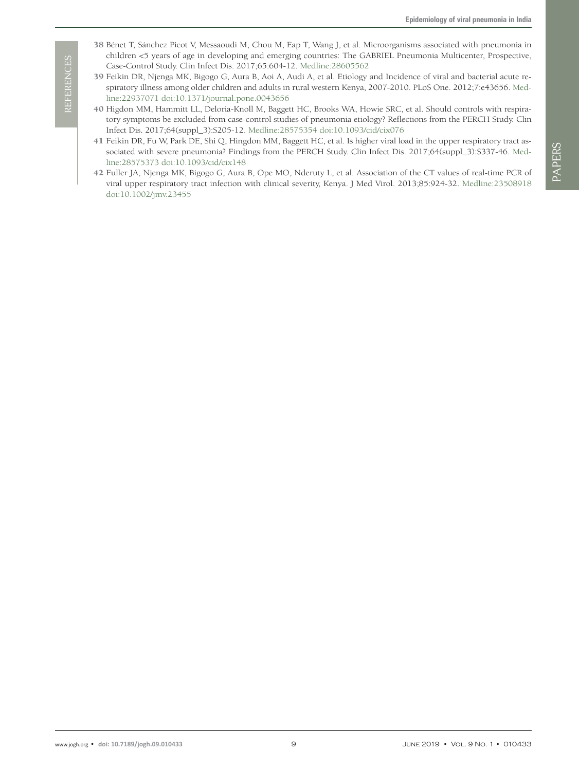38 Bénet T, Sánchez Picot V, Messaoudi M, Chou M, Eap T, Wang J, et al. Microorganisms associated with pneumonia in children <5 years of age in developing and emerging countries: The GABRIEL Pneumonia Multicenter, Prospective, Case-Control Study. Clin Infect Dis. 2017;65:604-12. Medline:28605562

39 Feikin DR, Njenga MK, Bigogo G, Aura B, Aoi A, Audi A, et al. Etiology and Incidence of viral and bacterial acute respiratory illness among older children and adults in rural western Kenya, 2007-2010. PLoS One. 2012;7:e43656. Medline:22937071 doi:10.1371/journal.pone.0043656

40 Higdon MM, Hammitt LL, Deloria-Knoll M, Baggett HC, Brooks WA, Howie SRC, et al. Should controls with respiratory symptoms be excluded from case-control studies of pneumonia etiology? Reflections from the PERCH Study. Clin Infect Dis. 2017;64(suppl_3):S205-12. Medline:28575354 doi:10.1093/cid/cix076

41 Feikin DR, Fu W, Park DE, Shi Q, Hingdon MM, Baggett HC, et al. Is higher viral load in the upper respiratory tract associated with severe pneumonia? Findings from the PERCH Study. Clin Infect Dis. 2017;64(suppl_3):S337-46. Medline:28575373 doi:10.1093/cid/cix148

42 Fuller JA, Njenga MK, Bigogo G, Aura B, Ope MO, Nderuty L, et al. Association of the CT values of real-time PCR of viral upper respiratory tract infection with clinical severity, Kenya. J Med Virol. 2013;85:924-32. Medline:23508918 doi:10.1002/jmv.23455